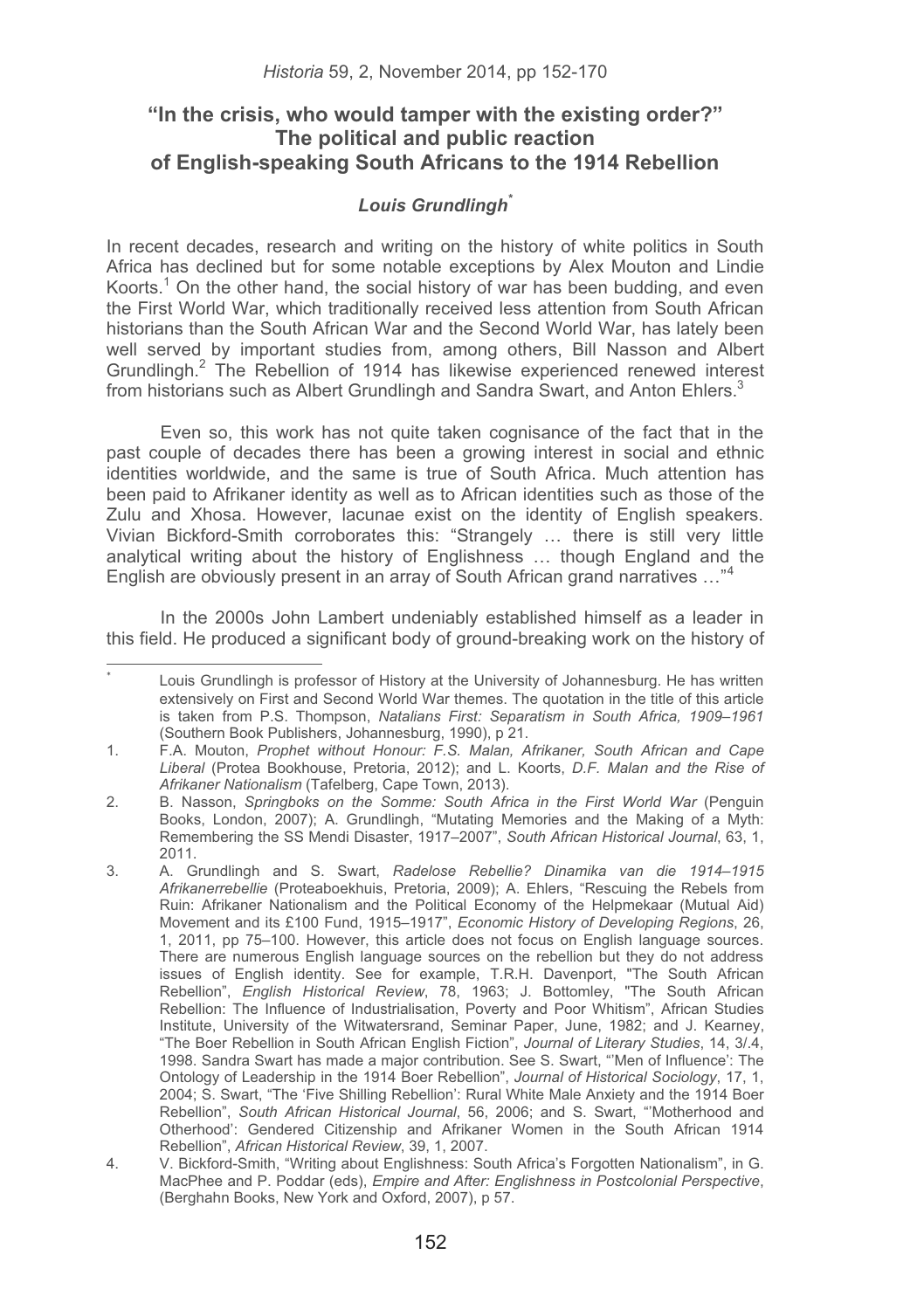# "In the crisis, who would tamper with the existing order?" The political and public reaction of English-speaking South Africans to the 1914 Rebellion

***Louis Grundlingh****

In recent decades, research and writing on the history of white politics in South Africa has declined but for some notable exceptions by Alex Mouton and Lindie Koorts.[1] On the other hand, the social history of war has been budding, and even the First World War, which traditionally received less attention from South African historians than the South African War and the Second World War, has lately been well served by important studies from, among others, Bill Nasson and Albert Grundlingh.[2] The Rebellion of 1914 has likewise experienced renewed interest from historians such as Albert Grundlingh and Sandra Swart, and Anton Ehlers.[3]

Even so, this work has not quite taken cognisance of the fact that in the past couple of decades there has been a growing interest in social and ethnic identities worldwide, and the same is true of South Africa. Much attention has been paid to Afrikaner identity as well as to African identities such as those of the Zulu and Xhosa. However, lacunae exist on the identity of English speakers. Vivian Bickford-Smith corroborates this: "Strangely … there is still very little analytical writing about the history of Englishness … though England and the English are obviously present in an array of South African grand narratives …"[4]

In the 2000s John Lambert undeniably established himself as a leader in this field. He produced a significant body of ground-breaking work on the history of

---

\* Louis Grundlingh is professor of History at the University of Johannesburg. He has written extensively on First and Second World War themes. The quotation in the title of this article is taken from P.S. Thompson, *Natalians First: Separatism in South Africa, 1909–1961* (Southern Book Publishers, Johannesburg, 1990), p 21.

1. F.A. Mouton, *Prophet without Honour: F.S. Malan, Afrikaner, South African and Cape Liberal* (Protea Bookhouse, Pretoria, 2012); and L. Koorts, *D.F. Malan and the Rise of Afrikaner Nationalism* (Tafelberg, Cape Town, 2013).
2. B. Nasson, *Springboks on the Somme: South Africa in the First World War* (Penguin Books, London, 2007); A. Grundlingh, "Mutating Memories and the Making of a Myth: Remembering the SS Mendi Disaster, 1917–2007", *South African Historical Journal*, 63, 1, 2011.
3. A. Grundlingh and S. Swart, *Radelose Rebellie? Dinamika van die 1914–1915 Afrikanerrebellie* (Proteaboekhuis, Pretoria, 2009); A. Ehlers, "Rescuing the Rebels from Ruin: Afrikaner Nationalism and the Political Economy of the Helpmekaar (Mutual Aid) Movement and its £100 Fund, 1915–1917", *Economic History of Developing Regions*, 26, 1, 2011, pp 75–100. However, this article does not focus on English language sources. There are numerous English language sources on the rebellion but they do not address issues of English identity. See for example, T.R.H. Davenport, "The South African Rebellion", *English Historical Review*, 78, 1963; J. Bottomley, "The South African Rebellion: The Influence of Industrialisation, Poverty and Poor Whitism", African Studies Institute, University of the Witwatersrand, Seminar Paper, June, 1982; and J. Kearney, "The Boer Rebellion in South African English Fiction", *Journal of Literary Studies*, 14, 3/.4, 1998. Sandra Swart has made a major contribution. See S. Swart, "'Men of Influence': The Ontology of Leadership in the 1914 Boer Rebellion", *Journal of Historical Sociology*, 17, 1, 2004; S. Swart, "The 'Five Shilling Rebellion': Rural White Male Anxiety and the 1914 Boer Rebellion", *South African Historical Journal*, 56, 2006; and S. Swart, "'Motherhood and Otherhood': Gendered Citizenship and Afrikaner Women in the South African 1914 Rebellion", *African Historical Review*, 39, 1, 2007.
4. V. Bickford-Smith, "Writing about Englishness: South Africa's Forgotten Nationalism", in G. MacPhee and P. Poddar (eds), *Empire and After: Englishness in Postcolonial Perspective*, (Berghahn Books, New York and Oxford, 2007), p 57.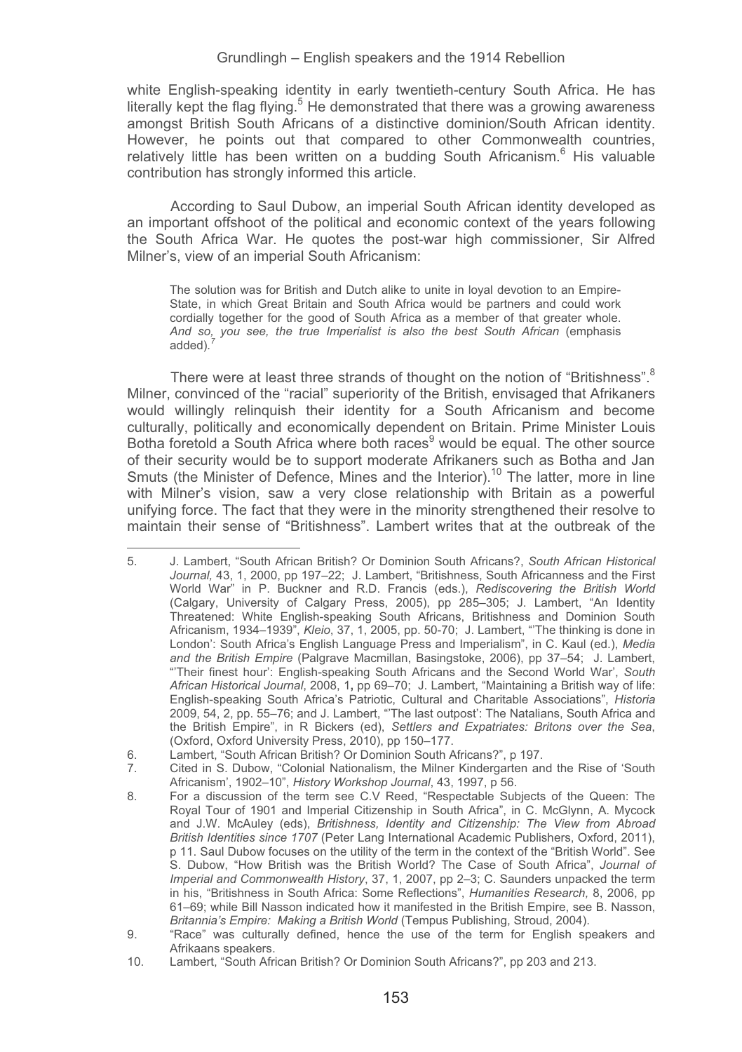white English-speaking identity in early twentieth-century South Africa. He has literally kept the flag flying.[5] He demonstrated that there was a growing awareness amongst British South Africans of a distinctive dominion/South African identity. However, he points out that compared to other Commonwealth countries, relatively little has been written on a budding South Africanism.[6] His valuable contribution has strongly informed this article.

According to Saul Dubow, an imperial South African identity developed as an important offshoot of the political and economic context of the years following the South Africa War. He quotes the post-war high commissioner, Sir Alfred Milner's, view of an imperial South Africanism:

> The solution was for British and Dutch alike to unite in loyal devotion to an Empire-State, in which Great Britain and South Africa would be partners and could work cordially together for the good of South Africa as a member of that greater whole. *And so, you see, the true Imperialist is also the best South African* (emphasis added).[7]

There were at least three strands of thought on the notion of "Britishness".[8] Milner, convinced of the "racial" superiority of the British, envisaged that Afrikaners would willingly relinquish their identity for a South Africanism and become culturally, politically and economically dependent on Britain. Prime Minister Louis Botha foretold a South Africa where both races[9] would be equal. The other source of their security would be to support moderate Afrikaners such as Botha and Jan Smuts (the Minister of Defence, Mines and the Interior).[10] The latter, more in line with Milner's vision, saw a very close relationship with Britain as a powerful unifying force. The fact that they were in the minority strengthened their resolve to maintain their sense of "Britishness". Lambert writes that at the outbreak of the

---

5. J. Lambert, "South African British? Or Dominion South Africans?, *South African Historical Journal,* 43, 1, 2000, pp 197–22; J. Lambert, "Britishness, South Africanness and the First World War" in P. Buckner and R.D. Francis (eds.), *Rediscovering the British World* (Calgary, University of Calgary Press, 2005), pp 285–305; J. Lambert, "An Identity Threatened: White English-speaking South Africans, Britishness and Dominion South Africanism, 1934–1939", *Kleio*, 37, 1, 2005, pp. 50-70; J. Lambert, "'The thinking is done in London': South Africa's English Language Press and Imperialism", in C. Kaul (ed.), *Media and the British Empire* (Palgrave Macmillan, Basingstoke, 2006), pp 37–54; J. Lambert, "'Their finest hour': English-speaking South Africans and the Second World War', *South African Historical Journal*, 2008, 1**,** pp 69–70; J. Lambert, "Maintaining a British way of life: English-speaking South Africa's Patriotic, Cultural and Charitable Associations", *Historia* 2009, 54, 2, pp. 55–76; and J. Lambert, "'The last outpost': The Natalians, South Africa and the British Empire", in R Bickers (ed), *Settlers and Expatriates: Britons over the Sea*, (Oxford, Oxford University Press, 2010), pp 150–177.
6. Lambert, "South African British? Or Dominion South Africans?", p 197.
7. Cited in S. Dubow, "Colonial Nationalism, the Milner Kindergarten and the Rise of 'South Africanism', 1902–10", *History Workshop Journal*, 43, 1997, p 56.
8. For a discussion of the term see C.V Reed, "Respectable Subjects of the Queen: The Royal Tour of 1901 and Imperial Citizenship in South Africa", in C. McGlynn, A. Mycock and J.W. McAuley (eds), *Britishness, Identity and Citizenship: The View from Abroad British Identities since 1707* (Peter Lang International Academic Publishers, Oxford, 2011), p 11. Saul Dubow focuses on the utility of the term in the context of the "British World". See S. Dubow, "How British was the British World? The Case of South Africa", *Journal of Imperial and Commonwealth History*, 37, 1, 2007, pp 2–3; C. Saunders unpacked the term in his, "Britishness in South Africa: Some Reflections", *Humanities Research,* 8, 2006, pp 61–69; while Bill Nasson indicated how it manifested in the British Empire, see B. Nasson, *Britannia's Empire: Making a British World* (Tempus Publishing, Stroud, 2004).
9. "Race" was culturally defined, hence the use of the term for English speakers and Afrikaans speakers.
10. Lambert, "South African British? Or Dominion South Africans?", pp 203 and 213.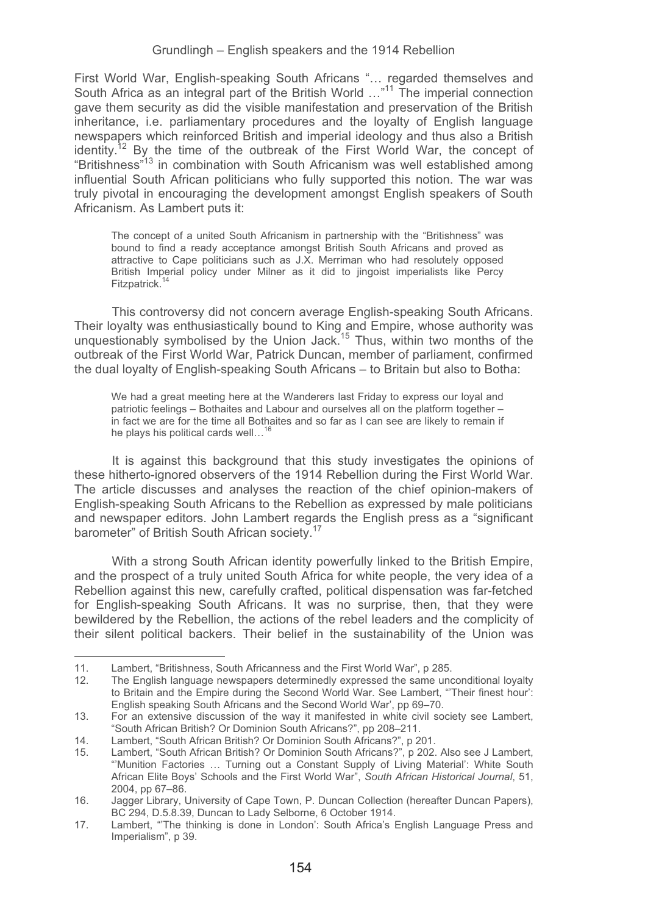First World War, English-speaking South Africans "… regarded themselves and South Africa as an integral part of the British World …"[11] The imperial connection gave them security as did the visible manifestation and preservation of the British inheritance, i.e. parliamentary procedures and the loyalty of English language newspapers which reinforced British and imperial ideology and thus also a British identity.[12] By the time of the outbreak of the First World War, the concept of "Britishness"[13] in combination with South Africanism was well established among influential South African politicians who fully supported this notion. The war was truly pivotal in encouraging the development amongst English speakers of South Africanism. As Lambert puts it:

> The concept of a united South Africanism in partnership with the "Britishness" was bound to find a ready acceptance amongst British South Africans and proved as attractive to Cape politicians such as J.X. Merriman who had resolutely opposed British Imperial policy under Milner as it did to jingoist imperialists like Percy Fitzpatrick.[14]

This controversy did not concern average English-speaking South Africans. Their loyalty was enthusiastically bound to King and Empire, whose authority was unquestionably symbolised by the Union Jack.[15] Thus, within two months of the outbreak of the First World War, Patrick Duncan, member of parliament, confirmed the dual loyalty of English-speaking South Africans – to Britain but also to Botha:

> We had a great meeting here at the Wanderers last Friday to express our loyal and patriotic feelings – Bothaites and Labour and ourselves all on the platform together – in fact we are for the time all Bothaites and so far as I can see are likely to remain if he plays his political cards well…[16]

It is against this background that this study investigates the opinions of these hitherto-ignored observers of the 1914 Rebellion during the First World War. The article discusses and analyses the reaction of the chief opinion-makers of English-speaking South Africans to the Rebellion as expressed by male politicians and newspaper editors. John Lambert regards the English press as a "significant barometer" of British South African society.[17]

With a strong South African identity powerfully linked to the British Empire, and the prospect of a truly united South Africa for white people, the very idea of a Rebellion against this new, carefully crafted, political dispensation was far-fetched for English-speaking South Africans. It was no surprise, then, that they were bewildered by the Rebellion, the actions of the rebel leaders and the complicity of their silent political backers. Their belief in the sustainability of the Union was

---

11. Lambert, "Britishness, South Africanness and the First World War", p 285.
12. The English language newspapers determinedly expressed the same unconditional loyalty to Britain and the Empire during the Second World War. See Lambert, "'Their finest hour': English speaking South Africans and the Second World War', pp 69–70.
13. For an extensive discussion of the way it manifested in white civil society see Lambert, "South African British? Or Dominion South Africans?", pp 208–211.
14. Lambert, "South African British? Or Dominion South Africans?", p 201.
15. Lambert, "South African British? Or Dominion South Africans?", p 202. Also see J Lambert, "'Munition Factories … Turning out a Constant Supply of Living Material': White South African Elite Boys' Schools and the First World War", *South African Historical Journal*, 51, 2004, pp 67–86.
16. Jagger Library, University of Cape Town, P. Duncan Collection (hereafter Duncan Papers), BC 294, D.5.8.39, Duncan to Lady Selborne, 6 October 1914.
17. Lambert, "'The thinking is done in London': South Africa's English Language Press and Imperialism", p 39.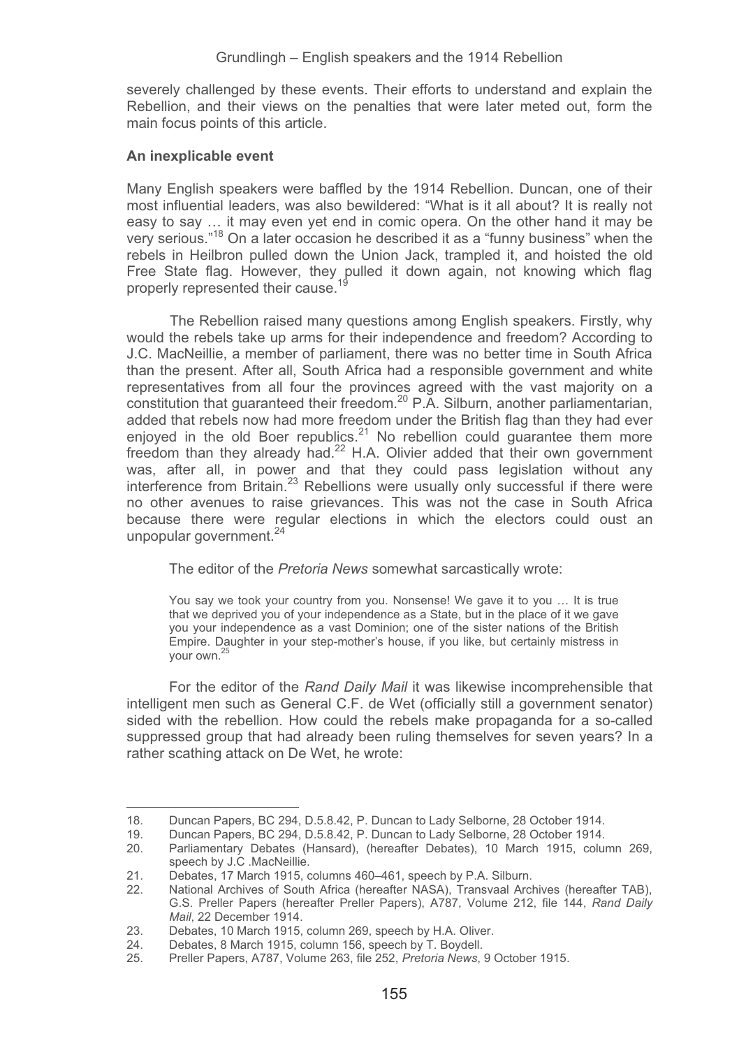severely challenged by these events. Their efforts to understand and explain the Rebellion, and their views on the penalties that were later meted out, form the main focus points of this article.

### An inexplicable event

Many English speakers were baffled by the 1914 Rebellion. Duncan, one of their most influential leaders, was also bewildered: "What is it all about? It is really not easy to say … it may even yet end in comic opera. On the other hand it may be very serious."[18] On a later occasion he described it as a "funny business" when the rebels in Heilbron pulled down the Union Jack, trampled it, and hoisted the old Free State flag. However, they pulled it down again, not knowing which flag properly represented their cause.[19]

The Rebellion raised many questions among English speakers. Firstly, why would the rebels take up arms for their independence and freedom? According to J.C. MacNeillie, a member of parliament, there was no better time in South Africa than the present. After all, South Africa had a responsible government and white representatives from all four the provinces agreed with the vast majority on a constitution that guaranteed their freedom.[20] P.A. Silburn, another parliamentarian, added that rebels now had more freedom under the British flag than they had ever enjoyed in the old Boer republics.[21] No rebellion could guarantee them more freedom than they already had.[22] H.A. Olivier added that their own government was, after all, in power and that they could pass legislation without any interference from Britain.[23] Rebellions were usually only successful if there were no other avenues to raise grievances. This was not the case in South Africa because there were regular elections in which the electors could oust an unpopular government.[24]

The editor of the *Pretoria News* somewhat sarcastically wrote:

> You say we took your country from you. Nonsense! We gave it to you … It is true that we deprived you of your independence as a State, but in the place of it we gave you your independence as a vast Dominion; one of the sister nations of the British Empire. Daughter in your step-mother's house, if you like, but certainly mistress in your own.[25]

For the editor of the *Rand Daily Mail* it was likewise incomprehensible that intelligent men such as General C.F. de Wet (officially still a government senator) sided with the rebellion. How could the rebels make propaganda for a so-called suppressed group that had already been ruling themselves for seven years? In a rather scathing attack on De Wet, he wrote:

---

18. Duncan Papers, BC 294, D.5.8.42, P. Duncan to Lady Selborne, 28 October 1914.
19. Duncan Papers, BC 294, D.5.8.42, P. Duncan to Lady Selborne, 28 October 1914.
20. Parliamentary Debates (Hansard), (hereafter Debates), 10 March 1915, column 269, speech by J.C .MacNeillie.
21. Debates, 17 March 1915, columns 460–461, speech by P.A. Silburn.
22. National Archives of South Africa (hereafter NASA), Transvaal Archives (hereafter TAB), G.S. Preller Papers (hereafter Preller Papers), A787, Volume 212, file 144, *Rand Daily Mail*, 22 December 1914.
23. Debates, 10 March 1915, column 269, speech by H.A. Oliver.
24. Debates, 8 March 1915, column 156, speech by T. Boydell.
25. Preller Papers, A787, Volume 263, file 252, *Pretoria News*, 9 October 1915.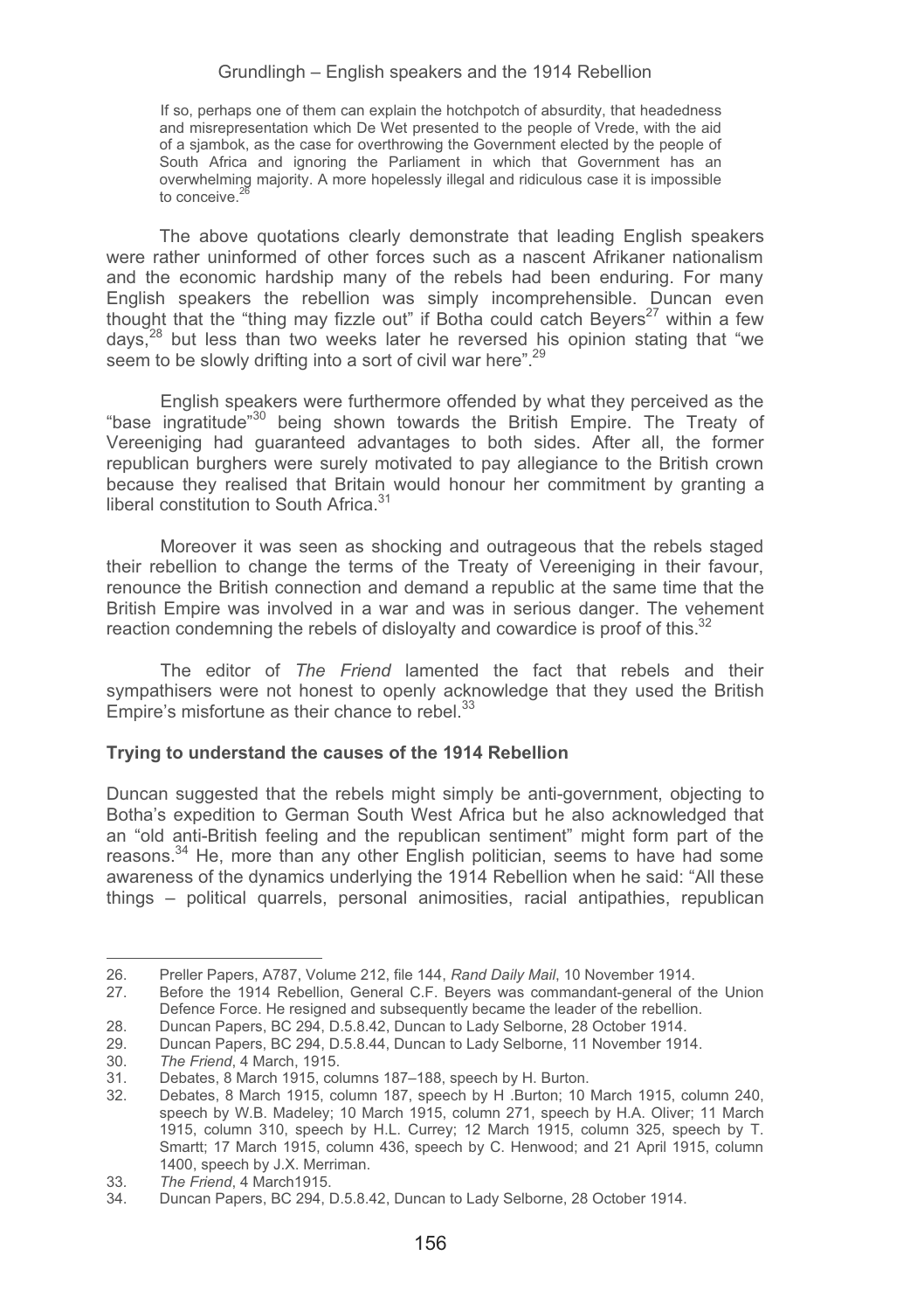> If so, perhaps one of them can explain the hotchpotch of absurdity, that headedness and misrepresentation which De Wet presented to the people of Vrede, with the aid of a sjambok, as the case for overthrowing the Government elected by the people of South Africa and ignoring the Parliament in which that Government has an overwhelming majority. A more hopelessly illegal and ridiculous case it is impossible to conceive.[26]

The above quotations clearly demonstrate that leading English speakers were rather uninformed of other forces such as a nascent Afrikaner nationalism and the economic hardship many of the rebels had been enduring. For many English speakers the rebellion was simply incomprehensible. Duncan even thought that the "thing may fizzle out" if Botha could catch Beyers[27] within a few days,[28] but less than two weeks later he reversed his opinion stating that "we seem to be slowly drifting into a sort of civil war here".[29]

English speakers were furthermore offended by what they perceived as the "base ingratitude"[30] being shown towards the British Empire. The Treaty of Vereeniging had guaranteed advantages to both sides. After all, the former republican burghers were surely motivated to pay allegiance to the British crown because they realised that Britain would honour her commitment by granting a liberal constitution to South Africa.[31]

Moreover it was seen as shocking and outrageous that the rebels staged their rebellion to change the terms of the Treaty of Vereeniging in their favour, renounce the British connection and demand a republic at the same time that the British Empire was involved in a war and was in serious danger. The vehement reaction condemning the rebels of disloyalty and cowardice is proof of this.[32]

The editor of *The Friend* lamented the fact that rebels and their sympathisers were not honest to openly acknowledge that they used the British Empire's misfortune as their chance to rebel.[33]

**Trying to understand the causes of the 1914 Rebellion**

Duncan suggested that the rebels might simply be anti-government, objecting to Botha's expedition to German South West Africa but he also acknowledged that an "old anti-British feeling and the republican sentiment" might form part of the reasons.[34] He, more than any other English politician, seems to have had some awareness of the dynamics underlying the 1914 Rebellion when he said: "All these things – political quarrels, personal animosities, racial antipathies, republican

---

26. Preller Papers, A787, Volume 212, file 144, *Rand Daily Mail*, 10 November 1914.
27. Before the 1914 Rebellion, General C.F. Beyers was commandant-general of the Union Defence Force. He resigned and subsequently became the leader of the rebellion.
28. Duncan Papers, BC 294, D.5.8.42, Duncan to Lady Selborne, 28 October 1914.
29. Duncan Papers, BC 294, D.5.8.44, Duncan to Lady Selborne, 11 November 1914.
30. *The Friend*, 4 March, 1915.
31. Debates, 8 March 1915, columns 187–188, speech by H. Burton.
32. Debates, 8 March 1915, column 187, speech by H .Burton; 10 March 1915, column 240, speech by W.B. Madeley; 10 March 1915, column 271, speech by H.A. Oliver; 11 March 1915, column 310, speech by H.L. Currey; 12 March 1915, column 325, speech by T. Smartt; 17 March 1915, column 436, speech by C. Henwood; and 21 April 1915, column 1400, speech by J.X. Merriman.
33. *The Friend*, 4 March1915.
34. Duncan Papers, BC 294, D.5.8.42, Duncan to Lady Selborne, 28 October 1914.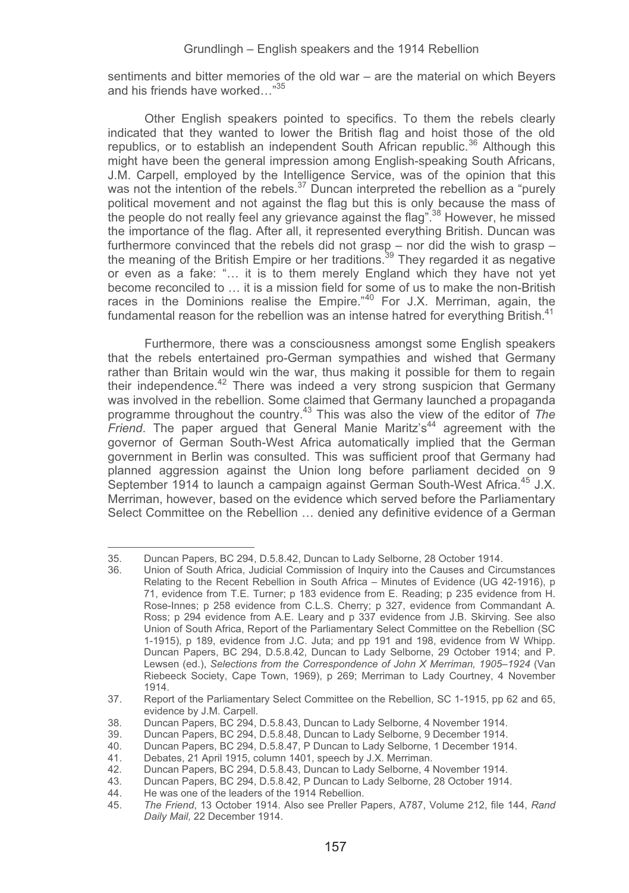sentiments and bitter memories of the old war – are the material on which Beyers and his friends have worked…"[35]

Other English speakers pointed to specifics. To them the rebels clearly indicated that they wanted to lower the British flag and hoist those of the old republics, or to establish an independent South African republic.[36] Although this might have been the general impression among English-speaking South Africans, J.M. Carpell, employed by the Intelligence Service, was of the opinion that this was not the intention of the rebels.[37] Duncan interpreted the rebellion as a "purely political movement and not against the flag but this is only because the mass of the people do not really feel any grievance against the flag".[38] However, he missed the importance of the flag. After all, it represented everything British. Duncan was furthermore convinced that the rebels did not grasp – nor did the wish to grasp – the meaning of the British Empire or her traditions.[39] They regarded it as negative or even as a fake: "… it is to them merely England which they have not yet become reconciled to … it is a mission field for some of us to make the non-British races in the Dominions realise the Empire."[40] For J.X. Merriman, again, the fundamental reason for the rebellion was an intense hatred for everything British.[41]

Furthermore, there was a consciousness amongst some English speakers that the rebels entertained pro-German sympathies and wished that Germany rather than Britain would win the war, thus making it possible for them to regain their independence.[42] There was indeed a very strong suspicion that Germany was involved in the rebellion. Some claimed that Germany launched a propaganda programme throughout the country.[43] This was also the view of the editor of *The Friend*. The paper argued that General Manie Maritz's[44] agreement with the governor of German South-West Africa automatically implied that the German government in Berlin was consulted. This was sufficient proof that Germany had planned aggression against the Union long before parliament decided on 9 September 1914 to launch a campaign against German South-West Africa.[45] J.X. Merriman, however, based on the evidence which served before the Parliamentary Select Committee on the Rebellion … denied any definitive evidence of a German

---

35. Duncan Papers, BC 294, D.5.8.42, Duncan to Lady Selborne, 28 October 1914.
36. Union of South Africa, Judicial Commission of Inquiry into the Causes and Circumstances Relating to the Recent Rebellion in South Africa – Minutes of Evidence (UG 42-1916), p 71, evidence from T.E. Turner; p 183 evidence from E. Reading; p 235 evidence from H. Rose-Innes; p 258 evidence from C.L.S. Cherry; p 327, evidence from Commandant A. Ross; p 294 evidence from A.E. Leary and p 337 evidence from J.B. Skirving. See also Union of South Africa, Report of the Parliamentary Select Committee on the Rebellion (SC 1-1915), p 189, evidence from J.C. Juta; and pp 191 and 198, evidence from W Whipp. Duncan Papers, BC 294, D.5.8.42, Duncan to Lady Selborne, 29 October 1914; and P. Lewsen (ed.), *Selections from the Correspondence of John X Merriman, 1905–1924* (Van Riebeeck Society, Cape Town, 1969), p 269; Merriman to Lady Courtney, 4 November 1914.
37. Report of the Parliamentary Select Committee on the Rebellion, SC 1-1915, pp 62 and 65, evidence by J.M. Carpell.
38. Duncan Papers, BC 294, D.5.8.43, Duncan to Lady Selborne, 4 November 1914.
39. Duncan Papers, BC 294, D.5.8.48, Duncan to Lady Selborne, 9 December 1914.
40. Duncan Papers, BC 294, D.5.8.47, P Duncan to Lady Selborne, 1 December 1914.
41. Debates, 21 April 1915, column 1401, speech by J.X. Merriman.
42. Duncan Papers, BC 294, D.5.8.43, Duncan to Lady Selborne, 4 November 1914.
43. Duncan Papers, BC 294, D.5.8.42, P Duncan to Lady Selborne, 28 October 1914.
44. He was one of the leaders of the 1914 Rebellion.
45. *The Friend*, 13 October 1914. Also see Preller Papers, A787, Volume 212, file 144, *Rand Daily Mail,* 22 December 1914.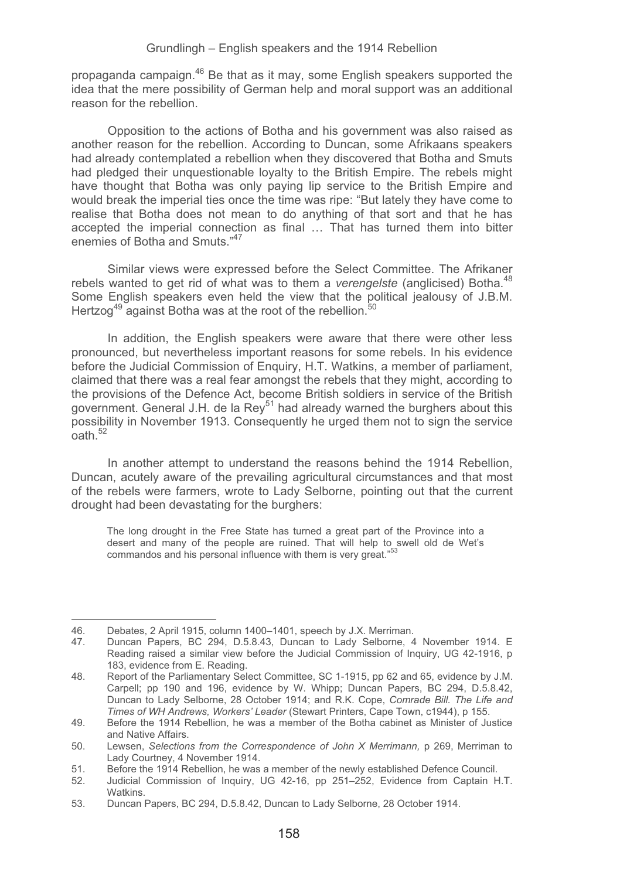propaganda campaign.[46] Be that as it may, some English speakers supported the idea that the mere possibility of German help and moral support was an additional reason for the rebellion.

Opposition to the actions of Botha and his government was also raised as another reason for the rebellion. According to Duncan, some Afrikaans speakers had already contemplated a rebellion when they discovered that Botha and Smuts had pledged their unquestionable loyalty to the British Empire. The rebels might have thought that Botha was only paying lip service to the British Empire and would break the imperial ties once the time was ripe: "But lately they have come to realise that Botha does not mean to do anything of that sort and that he has accepted the imperial connection as final … That has turned them into bitter enemies of Botha and Smuts."[47]

Similar views were expressed before the Select Committee. The Afrikaner rebels wanted to get rid of what was to them a *verengelste* (anglicised) Botha.[48] Some English speakers even held the view that the political jealousy of J.B.M. Hertzog[49] against Botha was at the root of the rebellion.[50]

In addition, the English speakers were aware that there were other less pronounced, but nevertheless important reasons for some rebels. In his evidence before the Judicial Commission of Enquiry, H.T. Watkins, a member of parliament, claimed that there was a real fear amongst the rebels that they might, according to the provisions of the Defence Act, become British soldiers in service of the British government. General J.H. de la Rey[51] had already warned the burghers about this possibility in November 1913. Consequently he urged them not to sign the service oath.[52]

In another attempt to understand the reasons behind the 1914 Rebellion, Duncan, acutely aware of the prevailing agricultural circumstances and that most of the rebels were farmers, wrote to Lady Selborne, pointing out that the current drought had been devastating for the burghers:

> The long drought in the Free State has turned a great part of the Province into a desert and many of the people are ruined. That will help to swell old de Wet's commandos and his personal influence with them is very great."[53]

---

46. Debates, 2 April 1915, column 1400–1401, speech by J.X. Merriman.
47. Duncan Papers, BC 294, D.5.8.43, Duncan to Lady Selborne, 4 November 1914. E Reading raised a similar view before the Judicial Commission of Inquiry, UG 42-1916, p 183, evidence from E. Reading.
48. Report of the Parliamentary Select Committee, SC 1-1915, pp 62 and 65, evidence by J.M. Carpell; pp 190 and 196, evidence by W. Whipp; Duncan Papers, BC 294, D.5.8.42, Duncan to Lady Selborne, 28 October 1914; and R.K. Cope, *Comrade Bill. The Life and Times of WH Andrews, Workers' Leader* (Stewart Printers, Cape Town, c1944), p 155.
49. Before the 1914 Rebellion, he was a member of the Botha cabinet as Minister of Justice and Native Affairs.
50. Lewsen, *Selections from the Correspondence of John X Merrimann,* p 269, Merriman to Lady Courtney, 4 November 1914.
51. Before the 1914 Rebellion, he was a member of the newly established Defence Council.
52. Judicial Commission of Inquiry, UG 42-16, pp 251–252, Evidence from Captain H.T. Watkins.
53. Duncan Papers, BC 294, D.5.8.42, Duncan to Lady Selborne, 28 October 1914.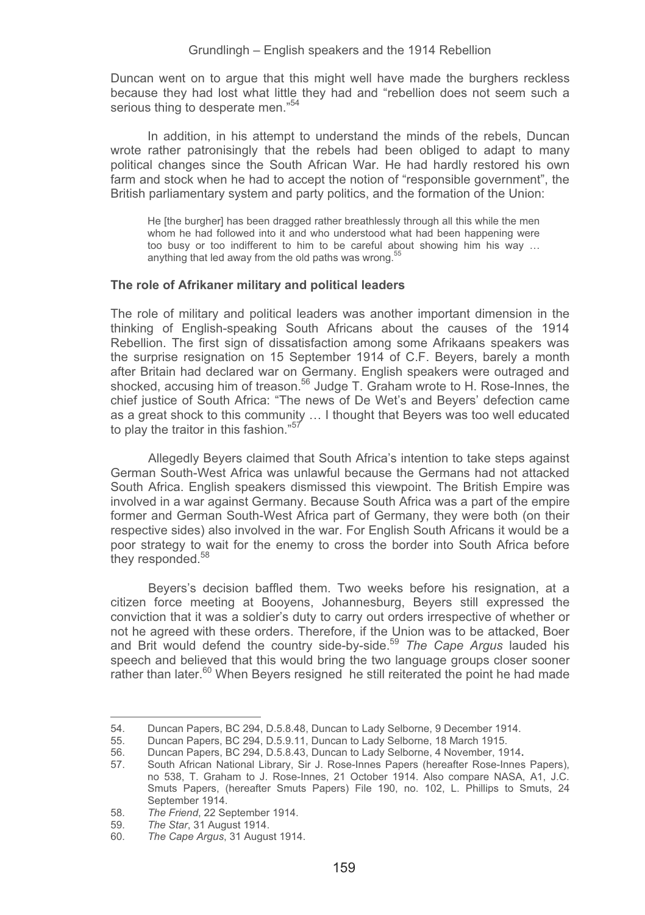Duncan went on to argue that this might well have made the burghers reckless because they had lost what little they had and "rebellion does not seem such a serious thing to desperate men."[54]

In addition, in his attempt to understand the minds of the rebels, Duncan wrote rather patronisingly that the rebels had been obliged to adapt to many political changes since the South African War. He had hardly restored his own farm and stock when he had to accept the notion of "responsible government", the British parliamentary system and party politics, and the formation of the Union:

> He [the burgher] has been dragged rather breathlessly through all this while the men whom he had followed into it and who understood what had been happening were too busy or too indifferent to him to be careful about showing him his way … anything that led away from the old paths was wrong.[55]

**The role of Afrikaner military and political leaders**

The role of military and political leaders was another important dimension in the thinking of English-speaking South Africans about the causes of the 1914 Rebellion. The first sign of dissatisfaction among some Afrikaans speakers was the surprise resignation on 15 September 1914 of C.F. Beyers, barely a month after Britain had declared war on Germany. English speakers were outraged and shocked, accusing him of treason.[56] Judge T. Graham wrote to H. Rose-Innes, the chief justice of South Africa: "The news of De Wet's and Beyers' defection came as a great shock to this community … I thought that Beyers was too well educated to play the traitor in this fashion."[57]

Allegedly Beyers claimed that South Africa's intention to take steps against German South-West Africa was unlawful because the Germans had not attacked South Africa. English speakers dismissed this viewpoint. The British Empire was involved in a war against Germany. Because South Africa was a part of the empire former and German South-West Africa part of Germany, they were both (on their respective sides) also involved in the war. For English South Africans it would be a poor strategy to wait for the enemy to cross the border into South Africa before they responded.[58]

Beyers's decision baffled them. Two weeks before his resignation, at a citizen force meeting at Booyens, Johannesburg, Beyers still expressed the conviction that it was a soldier's duty to carry out orders irrespective of whether or not he agreed with these orders. Therefore, if the Union was to be attacked, Boer and Brit would defend the country side-by-side.[59] *The Cape Argus* lauded his speech and believed that this would bring the two language groups closer sooner rather than later.[60] When Beyers resigned he still reiterated the point he had made

---

54. Duncan Papers, BC 294, D.5.8.48, Duncan to Lady Selborne, 9 December 1914.
55. Duncan Papers, BC 294, D.5.9.11, Duncan to Lady Selborne, 18 March 1915.
56. Duncan Papers, BC 294, D.5.8.43, Duncan to Lady Selborne, 4 November, 1914.
57. South African National Library, Sir J. Rose-Innes Papers (hereafter Rose-Innes Papers), no 538, T. Graham to J. Rose-Innes, 21 October 1914. Also compare NASA, A1, J.C. Smuts Papers, (hereafter Smuts Papers) File 190, no. 102, L. Phillips to Smuts, 24 September 1914.
58. *The Friend*, 22 September 1914.
59. *The Star*, 31 August 1914.
60. *The Cape Argus*, 31 August 1914.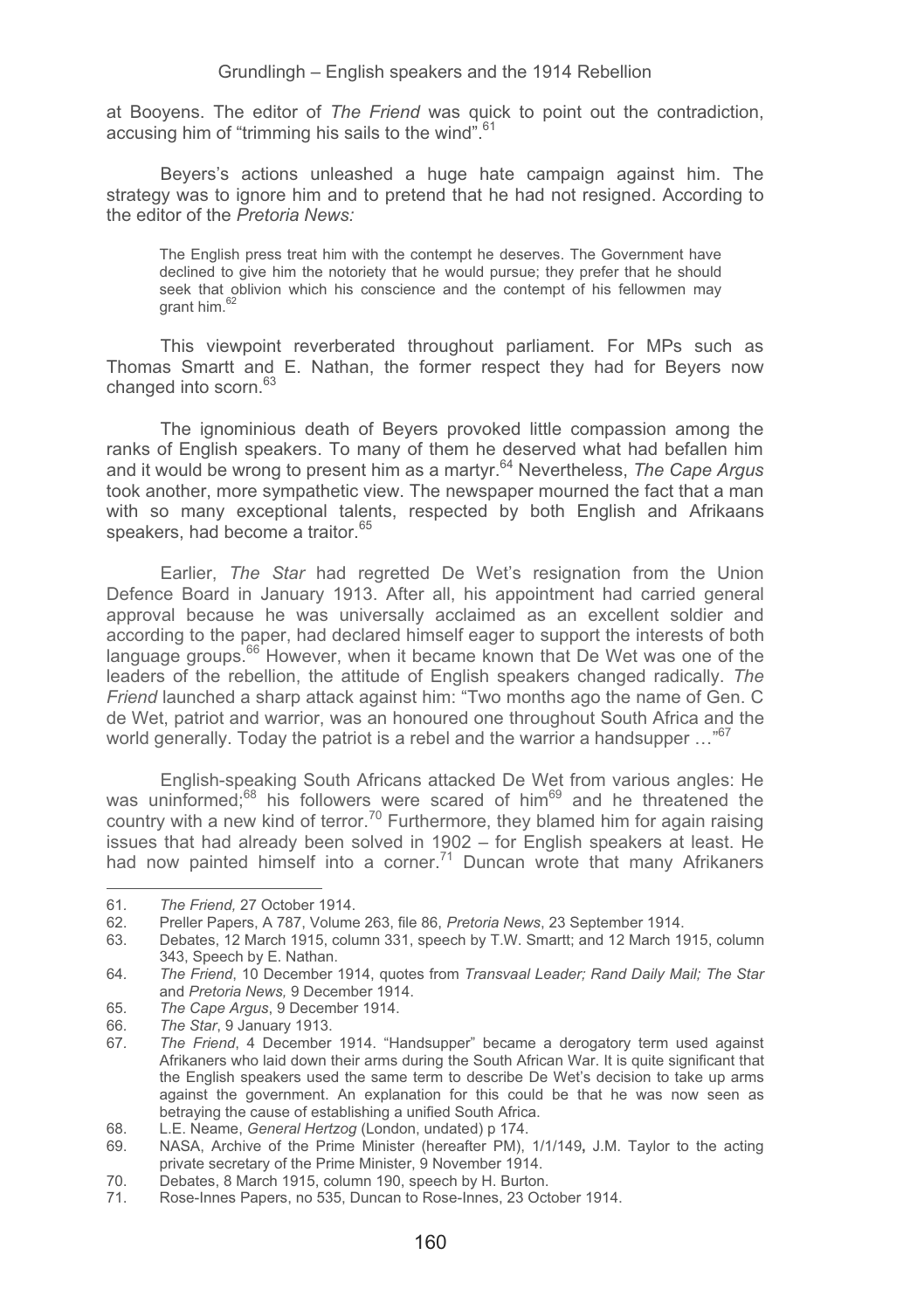at Booyens. The editor of *The Friend* was quick to point out the contradiction, accusing him of "trimming his sails to the wind".[61]

Beyers's actions unleashed a huge hate campaign against him. The strategy was to ignore him and to pretend that he had not resigned. According to the editor of the *Pretoria News:*

> The English press treat him with the contempt he deserves. The Government have declined to give him the notoriety that he would pursue; they prefer that he should seek that oblivion which his conscience and the contempt of his fellowmen may grant him.[62]

This viewpoint reverberated throughout parliament. For MPs such as Thomas Smartt and E. Nathan, the former respect they had for Beyers now changed into scorn.[63]

The ignominious death of Beyers provoked little compassion among the ranks of English speakers. To many of them he deserved what had befallen him and it would be wrong to present him as a martyr.[64] Nevertheless, *The Cape Argus* took another, more sympathetic view. The newspaper mourned the fact that a man with so many exceptional talents, respected by both English and Afrikaans speakers, had become a traitor.[65]

Earlier, *The Star* had regretted De Wet's resignation from the Union Defence Board in January 1913. After all, his appointment had carried general approval because he was universally acclaimed as an excellent soldier and according to the paper, had declared himself eager to support the interests of both language groups.[66] However, when it became known that De Wet was one of the leaders of the rebellion, the attitude of English speakers changed radically. *The Friend* launched a sharp attack against him: "Two months ago the name of Gen. C de Wet, patriot and warrior, was an honoured one throughout South Africa and the world generally. Today the patriot is a rebel and the warrior a handsupper …"[67]

English-speaking South Africans attacked De Wet from various angles: He was uninformed;[68] his followers were scared of him[69] and he threatened the country with a new kind of terror.[70] Furthermore, they blamed him for again raising issues that had already been solved in 1902 – for English speakers at least. He had now painted himself into a corner.[71] Duncan wrote that many Afrikaners

---

61. *The Friend,* 27 October 1914.
62. Preller Papers, A 787, Volume 263, file 86, *Pretoria News*, 23 September 1914.
63. Debates, 12 March 1915, column 331, speech by T.W. Smartt; and 12 March 1915, column 343, Speech by E. Nathan.
64. *The Friend*, 10 December 1914, quotes from *Transvaal Leader; Rand Daily Mail; The Star* and *Pretoria News,* 9 December 1914.
65. *The Cape Argus*, 9 December 1914.
66. *The Star*, 9 January 1913.
67. *The Friend*, 4 December 1914. "Handsupper" became a derogatory term used against Afrikaners who laid down their arms during the South African War. It is quite significant that the English speakers used the same term to describe De Wet's decision to take up arms against the government. An explanation for this could be that he was now seen as betraying the cause of establishing a unified South Africa.
68. L.E. Neame, *General Hertzog* (London, undated) p 174.
69. NASA, Archive of the Prime Minister (hereafter PM), 1/1/149**,** J.M. Taylor to the acting private secretary of the Prime Minister, 9 November 1914.
70. Debates, 8 March 1915, column 190, speech by H. Burton.
71. Rose-Innes Papers, no 535, Duncan to Rose-Innes, 23 October 1914.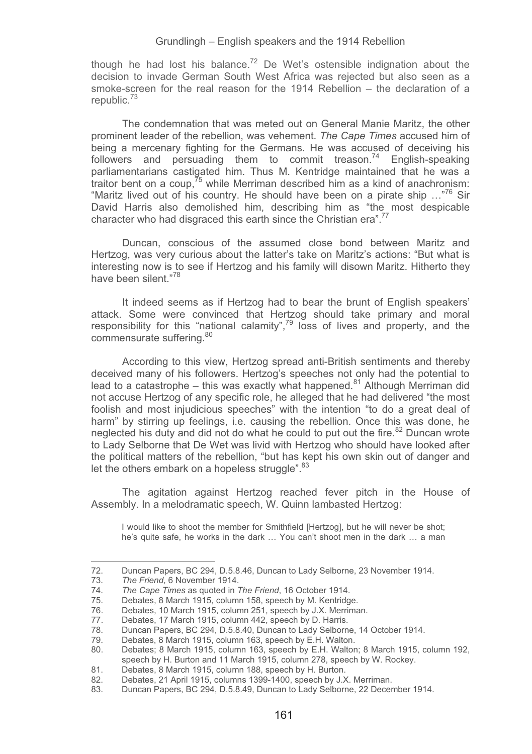though he had lost his balance.[72] De Wet's ostensible indignation about the decision to invade German South West Africa was rejected but also seen as a smoke-screen for the real reason for the 1914 Rebellion – the declaration of a republic.[73]

The condemnation that was meted out on General Manie Maritz, the other prominent leader of the rebellion, was vehement. *The Cape Times* accused him of being a mercenary fighting for the Germans. He was accused of deceiving his followers and persuading them to commit treason.[74] English-speaking parliamentarians castigated him. Thus M. Kentridge maintained that he was a traitor bent on a coup,[75] while Merriman described him as a kind of anachronism: "Maritz lived out of his country. He should have been on a pirate ship …"[76] Sir David Harris also demolished him, describing him as "the most despicable character who had disgraced this earth since the Christian era".[77]

Duncan, conscious of the assumed close bond between Maritz and Hertzog, was very curious about the latter's take on Maritz's actions: "But what is interesting now is to see if Hertzog and his family will disown Maritz. Hitherto they have been silent."[78]

It indeed seems as if Hertzog had to bear the brunt of English speakers' attack. Some were convinced that Hertzog should take primary and moral responsibility for this "national calamity",[79] loss of lives and property, and the commensurate suffering.[80]

According to this view, Hertzog spread anti-British sentiments and thereby deceived many of his followers. Hertzog's speeches not only had the potential to lead to a catastrophe – this was exactly what happened.[81] Although Merriman did not accuse Hertzog of any specific role, he alleged that he had delivered "the most foolish and most injudicious speeches" with the intention "to do a great deal of harm" by stirring up feelings, i.e. causing the rebellion. Once this was done, he neglected his duty and did not do what he could to put out the fire.[82] Duncan wrote to Lady Selborne that De Wet was livid with Hertzog who should have looked after the political matters of the rebellion, "but has kept his own skin out of danger and let the others embark on a hopeless struggle".[83]

The agitation against Hertzog reached fever pitch in the House of Assembly. In a melodramatic speech, W. Quinn lambasted Hertzog:

> I would like to shoot the member for Smithfield [Hertzog], but he will never be shot; he's quite safe, he works in the dark … You can't shoot men in the dark … a man

---

72. Duncan Papers, BC 294, D.5.8.46, Duncan to Lady Selborne, 23 November 1914.
73. *The Friend*, 6 November 1914.
74. *The Cape Times* as quoted in *The Friend*, 16 October 1914.
75. Debates, 8 March 1915, column 158, speech by M. Kentridge.
76. Debates, 10 March 1915, column 251, speech by J.X. Merriman.
77. Debates, 17 March 1915, column 442, speech by D. Harris.
78. Duncan Papers, BC 294, D.5.8.40, Duncan to Lady Selborne, 14 October 1914.
79. Debates, 8 March 1915, column 163, speech by E.H. Walton.
80. Debates; 8 March 1915, column 163, speech by E.H. Walton; 8 March 1915, column 192, speech by H. Burton and 11 March 1915, column 278, speech by W. Rockey.
81. Debates, 8 March 1915, column 188, speech by H. Burton.
82. Debates, 21 April 1915, columns 1399-1400, speech by J.X. Merriman.
83. Duncan Papers, BC 294, D.5.8.49, Duncan to Lady Selborne, 22 December 1914.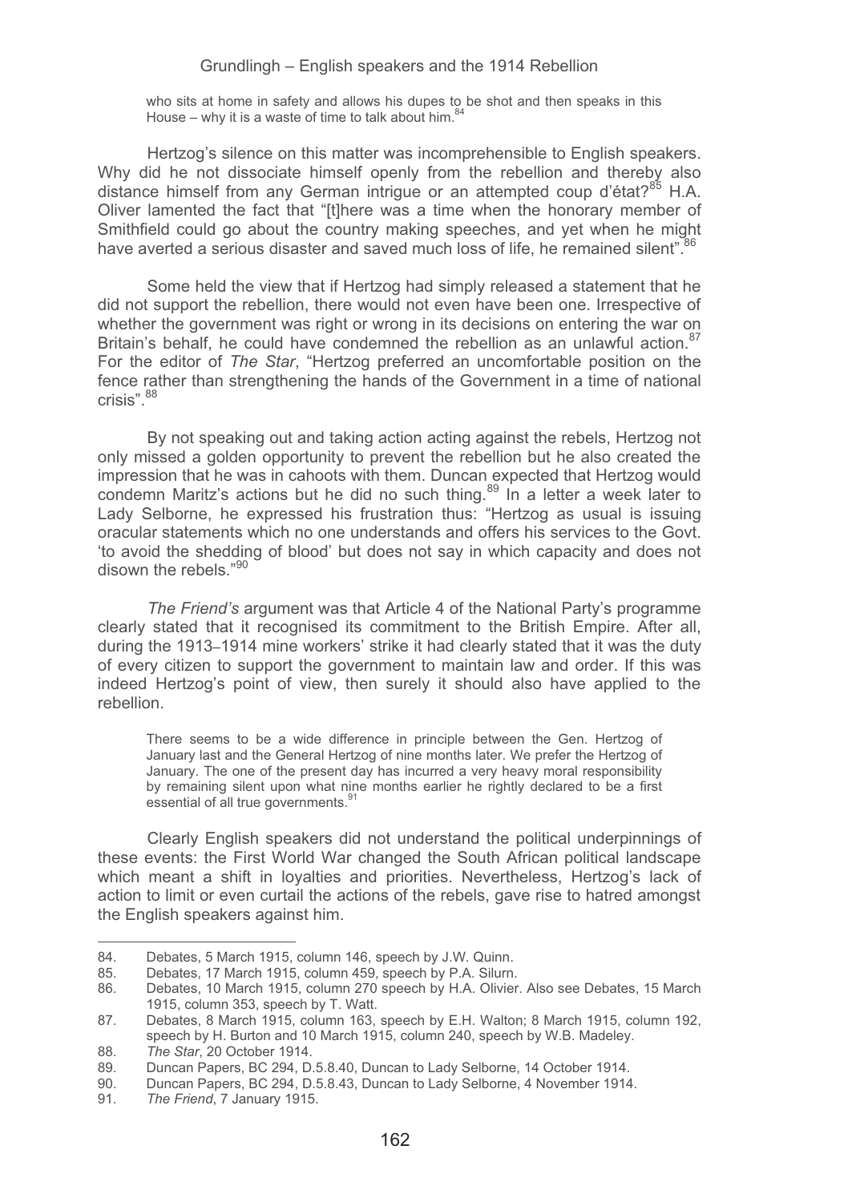> who sits at home in safety and allows his dupes to be shot and then speaks in this House – why it is a waste of time to talk about him.[84]

Hertzog's silence on this matter was incomprehensible to English speakers. Why did he not dissociate himself openly from the rebellion and thereby also distance himself from any German intrigue or an attempted coup d'état?[85] H.A. Oliver lamented the fact that "[t]here was a time when the honorary member of Smithfield could go about the country making speeches, and yet when he might have averted a serious disaster and saved much loss of life, he remained silent".[86]

Some held the view that if Hertzog had simply released a statement that he did not support the rebellion, there would not even have been one. Irrespective of whether the government was right or wrong in its decisions on entering the war on Britain's behalf, he could have condemned the rebellion as an unlawful action.[87] For the editor of *The Star*, "Hertzog preferred an uncomfortable position on the fence rather than strengthening the hands of the Government in a time of national crisis".[88]

By not speaking out and taking action acting against the rebels, Hertzog not only missed a golden opportunity to prevent the rebellion but he also created the impression that he was in cahoots with them. Duncan expected that Hertzog would condemn Maritz's actions but he did no such thing.[89] In a letter a week later to Lady Selborne, he expressed his frustration thus: "Hertzog as usual is issuing oracular statements which no one understands and offers his services to the Govt. 'to avoid the shedding of blood' but does not say in which capacity and does not disown the rebels."[90]

*The Friend's* argument was that Article 4 of the National Party's programme clearly stated that it recognised its commitment to the British Empire. After all, during the 1913–1914 mine workers' strike it had clearly stated that it was the duty of every citizen to support the government to maintain law and order. If this was indeed Hertzog's point of view, then surely it should also have applied to the rebellion.

> There seems to be a wide difference in principle between the Gen. Hertzog of January last and the General Hertzog of nine months later. We prefer the Hertzog of January. The one of the present day has incurred a very heavy moral responsibility by remaining silent upon what nine months earlier he rightly declared to be a first essential of all true governments.[91]

Clearly English speakers did not understand the political underpinnings of these events: the First World War changed the South African political landscape which meant a shift in loyalties and priorities. Nevertheless, Hertzog's lack of action to limit or even curtail the actions of the rebels, gave rise to hatred amongst the English speakers against him.

---

84. Debates, 5 March 1915, column 146, speech by J.W. Quinn.
85. Debates, 17 March 1915, column 459, speech by P.A. Silurn.
86. Debates, 10 March 1915, column 270 speech by H.A. Olivier. Also see Debates, 15 March 1915, column 353, speech by T. Watt.
87. Debates, 8 March 1915, column 163, speech by E.H. Walton; 8 March 1915, column 192, speech by H. Burton and 10 March 1915, column 240, speech by W.B. Madeley.
88. *The Star*, 20 October 1914.
89. Duncan Papers, BC 294, D.5.8.40, Duncan to Lady Selborne, 14 October 1914.
90. Duncan Papers, BC 294, D.5.8.43, Duncan to Lady Selborne, 4 November 1914.
91. *The Friend*, 7 January 1915.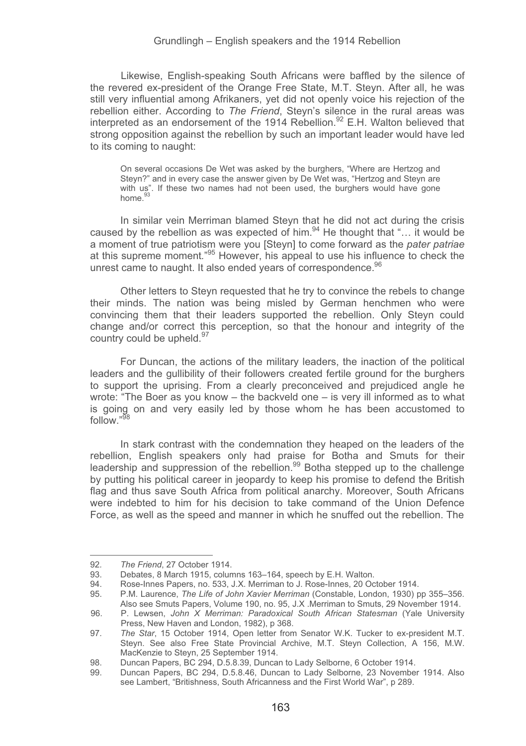Likewise, English-speaking South Africans were baffled by the silence of the revered ex-president of the Orange Free State, M.T. Steyn. After all, he was still very influential among Afrikaners, yet did not openly voice his rejection of the rebellion either. According to *The Friend*, Steyn's silence in the rural areas was interpreted as an endorsement of the 1914 Rebellion.[92] E.H. Walton believed that strong opposition against the rebellion by such an important leader would have led to its coming to naught:

> On several occasions De Wet was asked by the burghers, "Where are Hertzog and Steyn?" and in every case the answer given by De Wet was, "Hertzog and Steyn are with us". If these two names had not been used, the burghers would have gone home.[93]

In similar vein Merriman blamed Steyn that he did not act during the crisis caused by the rebellion as was expected of him.[94] He thought that "… it would be a moment of true patriotism were you [Steyn] to come forward as the *pater patriae* at this supreme moment."[95] However, his appeal to use his influence to check the unrest came to naught. It also ended years of correspondence.[96]

Other letters to Steyn requested that he try to convince the rebels to change their minds. The nation was being misled by German henchmen who were convincing them that their leaders supported the rebellion. Only Steyn could change and/or correct this perception, so that the honour and integrity of the country could be upheld.[97]

For Duncan, the actions of the military leaders, the inaction of the political leaders and the gullibility of their followers created fertile ground for the burghers to support the uprising. From a clearly preconceived and prejudiced angle he wrote: "The Boer as you know – the backveld one – is very ill informed as to what is going on and very easily led by those whom he has been accustomed to follow."[98]

In stark contrast with the condemnation they heaped on the leaders of the rebellion, English speakers only had praise for Botha and Smuts for their leadership and suppression of the rebellion.[99] Botha stepped up to the challenge by putting his political career in jeopardy to keep his promise to defend the British flag and thus save South Africa from political anarchy. Moreover, South Africans were indebted to him for his decision to take command of the Union Defence Force, as well as the speed and manner in which he snuffed out the rebellion. The

---

92. *The Friend*, 27 October 1914.
93. Debates, 8 March 1915, columns 163–164, speech by E.H. Walton.
94. Rose-Innes Papers, no. 533, J.X. Merriman to J. Rose-Innes, 20 October 1914.
95. P.M. Laurence, *The Life of John Xavier Merriman* (Constable, London, 1930) pp 355–356. Also see Smuts Papers, Volume 190, no. 95, J.X .Merriman to Smuts, 29 November 1914.
96. P. Lewsen, *John X Merriman: Paradoxical South African Statesman* (Yale University Press, New Haven and London, 1982), p 368.
97. *The Star*, 15 October 1914, Open letter from Senator W.K. Tucker to ex-president M.T. Steyn. See also Free State Provincial Archive, M.T. Steyn Collection, A 156, M.W. MacKenzie to Steyn, 25 September 1914.
98. Duncan Papers, BC 294, D.5.8.39, Duncan to Lady Selborne, 6 October 1914.
99. Duncan Papers, BC 294, D.5.8.46, Duncan to Lady Selborne, 23 November 1914. Also see Lambert, "Britishness, South Africanness and the First World War", p 289.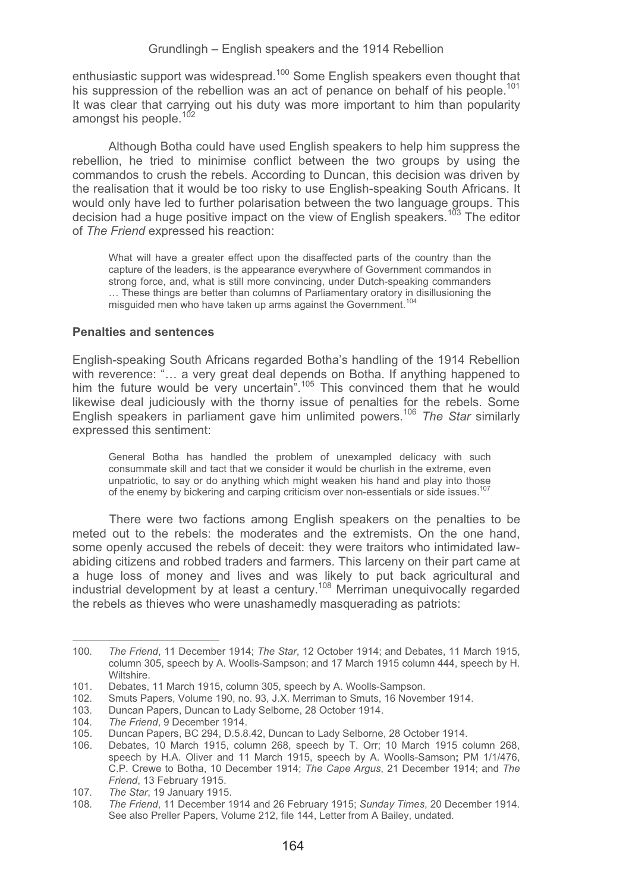enthusiastic support was widespread.[100] Some English speakers even thought that his suppression of the rebellion was an act of penance on behalf of his people.[101] It was clear that carrying out his duty was more important to him than popularity amongst his people.[102]

Although Botha could have used English speakers to help him suppress the rebellion, he tried to minimise conflict between the two groups by using the commandos to crush the rebels. According to Duncan, this decision was driven by the realisation that it would be too risky to use English-speaking South Africans. It would only have led to further polarisation between the two language groups. This decision had a huge positive impact on the view of English speakers.[103] The editor of *The Friend* expressed his reaction:

> What will have a greater effect upon the disaffected parts of the country than the capture of the leaders, is the appearance everywhere of Government commandos in strong force, and, what is still more convincing, under Dutch-speaking commanders … These things are better than columns of Parliamentary oratory in disillusioning the misguided men who have taken up arms against the Government.[104]

**Penalties and sentences**

English-speaking South Africans regarded Botha's handling of the 1914 Rebellion with reverence: "… a very great deal depends on Botha. If anything happened to him the future would be very uncertain".[105] This convinced them that he would likewise deal judiciously with the thorny issue of penalties for the rebels. Some English speakers in parliament gave him unlimited powers.[106] *The Star* similarly expressed this sentiment:

> General Botha has handled the problem of unexampled delicacy with such consummate skill and tact that we consider it would be churlish in the extreme, even unpatriotic, to say or do anything which might weaken his hand and play into those of the enemy by bickering and carping criticism over non-essentials or side issues.[107]

There were two factions among English speakers on the penalties to be meted out to the rebels: the moderates and the extremists. On the one hand, some openly accused the rebels of deceit: they were traitors who intimidated law-abiding citizens and robbed traders and farmers. This larceny on their part came at a huge loss of money and lives and was likely to put back agricultural and industrial development by at least a century.[108] Merriman unequivocally regarded the rebels as thieves who were unashamedly masquerading as patriots:

---

100. *The Friend*, 11 December 1914; *The Star*, 12 October 1914; and Debates, 11 March 1915, column 305, speech by A. Woolls-Sampson; and 17 March 1915 column 444, speech by H. Wiltshire.
101. Debates, 11 March 1915, column 305, speech by A. Woolls-Sampson.
102. Smuts Papers, Volume 190, no. 93, J.X. Merriman to Smuts, 16 November 1914.
103. Duncan Papers, Duncan to Lady Selborne, 28 October 1914.
104. *The Friend*, 9 December 1914.
105. Duncan Papers, BC 294, D.5.8.42, Duncan to Lady Selborne, 28 October 1914.
106. Debates, 10 March 1915, column 268, speech by T. Orr; 10 March 1915 column 268, speech by H.A. Oliver and 11 March 1915, speech by A. Woolls-Samson**;** PM 1/1/476, C.P. Crewe to Botha, 10 December 1914; *The Cape Argus*, 21 December 1914; and *The Friend*, 13 February 1915.
107. *The Star*, 19 January 1915.
108. *The Friend*, 11 December 1914 and 26 February 1915; *Sunday Times*, 20 December 1914. See also Preller Papers, Volume 212, file 144, Letter from A Bailey, undated.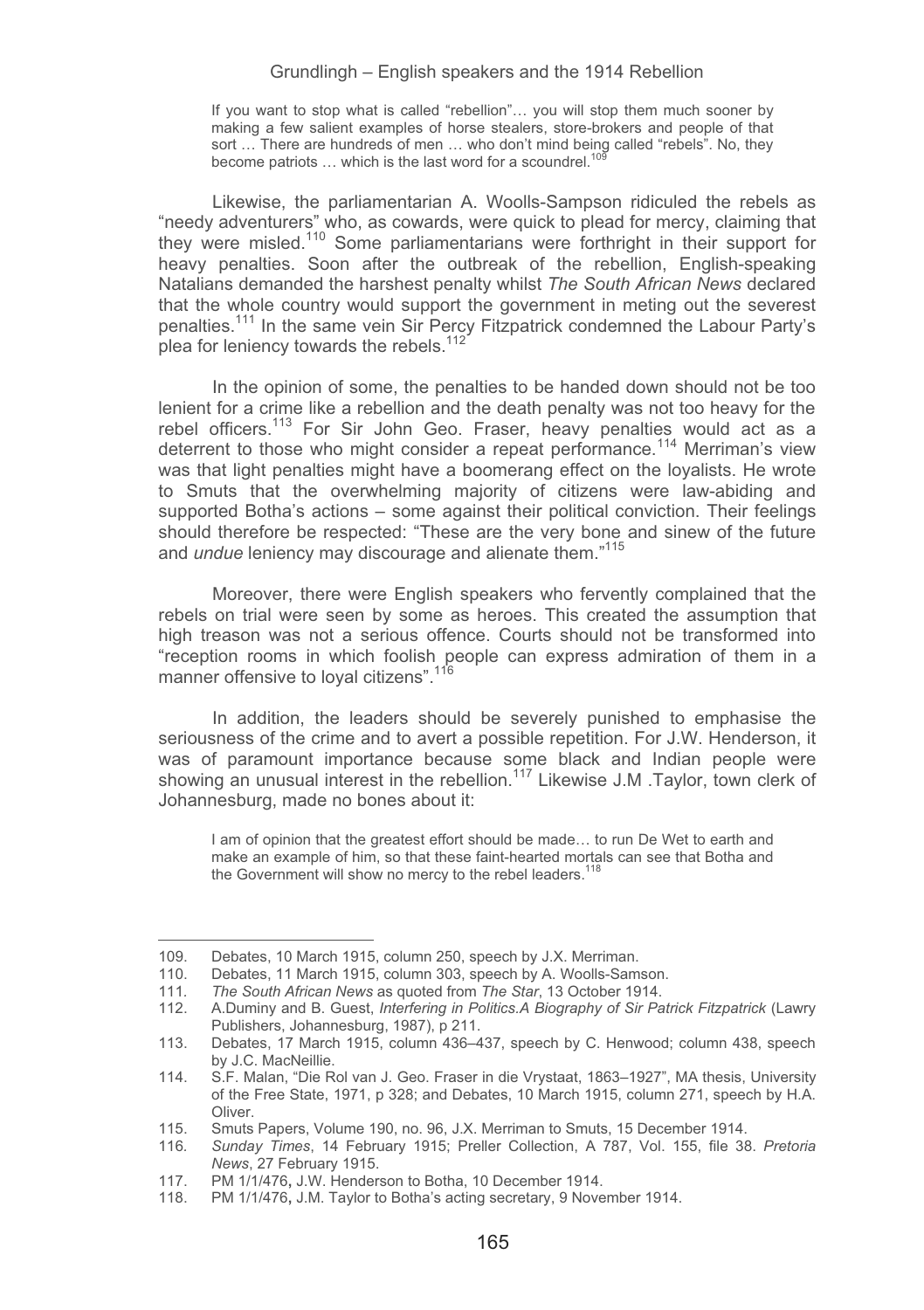> If you want to stop what is called "rebellion"… you will stop them much sooner by making a few salient examples of horse stealers, store-brokers and people of that sort … There are hundreds of men … who don't mind being called "rebels". No, they become patriots … which is the last word for a scoundrel.[109]

Likewise, the parliamentarian A. Woolls-Sampson ridiculed the rebels as "needy adventurers" who, as cowards, were quick to plead for mercy, claiming that they were misled.[110] Some parliamentarians were forthright in their support for heavy penalties. Soon after the outbreak of the rebellion, English-speaking Natalians demanded the harshest penalty whilst *The South African News* declared that the whole country would support the government in meting out the severest penalties.[111] In the same vein Sir Percy Fitzpatrick condemned the Labour Party's plea for leniency towards the rebels.[112]

In the opinion of some, the penalties to be handed down should not be too lenient for a crime like a rebellion and the death penalty was not too heavy for the rebel officers.[113] For Sir John Geo. Fraser, heavy penalties would act as a deterrent to those who might consider a repeat performance.[114] Merriman's view was that light penalties might have a boomerang effect on the loyalists. He wrote to Smuts that the overwhelming majority of citizens were law-abiding and supported Botha's actions – some against their political conviction. Their feelings should therefore be respected: "These are the very bone and sinew of the future and *undue* leniency may discourage and alienate them."[115]

Moreover, there were English speakers who fervently complained that the rebels on trial were seen by some as heroes. This created the assumption that high treason was not a serious offence. Courts should not be transformed into "reception rooms in which foolish people can express admiration of them in a manner offensive to loyal citizens".[116]

In addition, the leaders should be severely punished to emphasise the seriousness of the crime and to avert a possible repetition. For J.W. Henderson, it was of paramount importance because some black and Indian people were showing an unusual interest in the rebellion.[117] Likewise J.M .Taylor, town clerk of Johannesburg, made no bones about it:

> I am of opinion that the greatest effort should be made… to run De Wet to earth and make an example of him, so that these faint-hearted mortals can see that Botha and the Government will show no mercy to the rebel leaders.[118]

---

109. Debates, 10 March 1915, column 250, speech by J.X. Merriman.
110. Debates, 11 March 1915, column 303, speech by A. Woolls-Samson.
111. *The South African News* as quoted from *The Star*, 13 October 1914.
112. A.Duminy and B. Guest, *Interfering in Politics.A Biography of Sir Patrick Fitzpatrick* (Lawry Publishers, Johannesburg, 1987), p 211.
113. Debates, 17 March 1915, column 436–437, speech by C. Henwood; column 438, speech by J.C. MacNeillie.
114. S.F. Malan, "Die Rol van J. Geo. Fraser in die Vrystaat, 1863–1927", MA thesis, University of the Free State, 1971, p 328; and Debates, 10 March 1915, column 271, speech by H.A. Oliver.
115. Smuts Papers, Volume 190, no. 96, J.X. Merriman to Smuts, 15 December 1914.
116. *Sunday Times*, 14 February 1915; Preller Collection, A 787, Vol. 155, file 38. *Pretoria News*, 27 February 1915.
117. PM 1/1/476, J.W. Henderson to Botha, 10 December 1914.
118. PM 1/1/476, J.M. Taylor to Botha's acting secretary, 9 November 1914.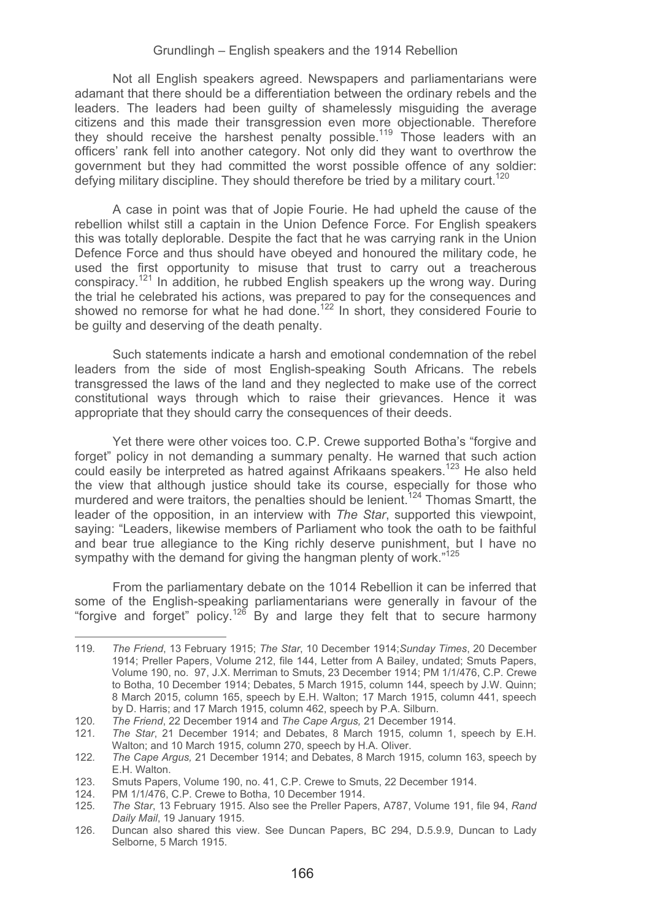Not all English speakers agreed. Newspapers and parliamentarians were adamant that there should be a differentiation between the ordinary rebels and the leaders. The leaders had been guilty of shamelessly misguiding the average citizens and this made their transgression even more objectionable. Therefore they should receive the harshest penalty possible.[119] Those leaders with an officers' rank fell into another category. Not only did they want to overthrow the government but they had committed the worst possible offence of any soldier: defying military discipline. They should therefore be tried by a military court.[120]

A case in point was that of Jopie Fourie. He had upheld the cause of the rebellion whilst still a captain in the Union Defence Force. For English speakers this was totally deplorable. Despite the fact that he was carrying rank in the Union Defence Force and thus should have obeyed and honoured the military code, he used the first opportunity to misuse that trust to carry out a treacherous conspiracy.[121] In addition, he rubbed English speakers up the wrong way. During the trial he celebrated his actions, was prepared to pay for the consequences and showed no remorse for what he had done.[122] In short, they considered Fourie to be guilty and deserving of the death penalty.

Such statements indicate a harsh and emotional condemnation of the rebel leaders from the side of most English-speaking South Africans. The rebels transgressed the laws of the land and they neglected to make use of the correct constitutional ways through which to raise their grievances. Hence it was appropriate that they should carry the consequences of their deeds.

Yet there were other voices too. C.P. Crewe supported Botha's "forgive and forget" policy in not demanding a summary penalty. He warned that such action could easily be interpreted as hatred against Afrikaans speakers.[123] He also held the view that although justice should take its course, especially for those who murdered and were traitors, the penalties should be lenient.[124] Thomas Smartt, the leader of the opposition, in an interview with *The Star*, supported this viewpoint, saying: "Leaders, likewise members of Parliament who took the oath to be faithful and bear true allegiance to the King richly deserve punishment, but I have no sympathy with the demand for giving the hangman plenty of work."[125]

From the parliamentary debate on the 1014 Rebellion it can be inferred that some of the English-speaking parliamentarians were generally in favour of the "forgive and forget" policy.[126] By and large they felt that to secure harmony

---

119. *The Friend*, 13 February 1915; *The Star*, 10 December 1914; *Sunday Times*, 20 December 1914; Preller Papers, Volume 212, file 144, Letter from A Bailey, undated; Smuts Papers, Volume 190, no. 97, J.X. Merriman to Smuts, 23 December 1914; PM 1/1/476, C.P. Crewe to Botha, 10 December 1914; Debates, 5 March 1915, column 144, speech by J.W. Quinn; 8 March 2015, column 165, speech by E.H. Walton; 17 March 1915, column 441, speech by D. Harris; and 17 March 1915, column 462, speech by P.A. Silburn.
120. *The Friend*, 22 December 1914 and *The Cape Argus,* 21 December 1914.
121. *The Star*, 21 December 1914; and Debates, 8 March 1915, column 1, speech by E.H. Walton; and 10 March 1915, column 270, speech by H.A. Oliver.
122. *The Cape Argus,* 21 December 1914; and Debates, 8 March 1915, column 163, speech by E.H. Walton.
123. Smuts Papers, Volume 190, no. 41, C.P. Crewe to Smuts, 22 December 1914.
124. PM 1/1/476, C.P. Crewe to Botha, 10 December 1914.
125. *The Star*, 13 February 1915. Also see the Preller Papers, A787, Volume 191, file 94, *Rand Daily Mail*, 19 January 1915.
126. Duncan also shared this view. See Duncan Papers, BC 294, D.5.9.9, Duncan to Lady Selborne, 5 March 1915.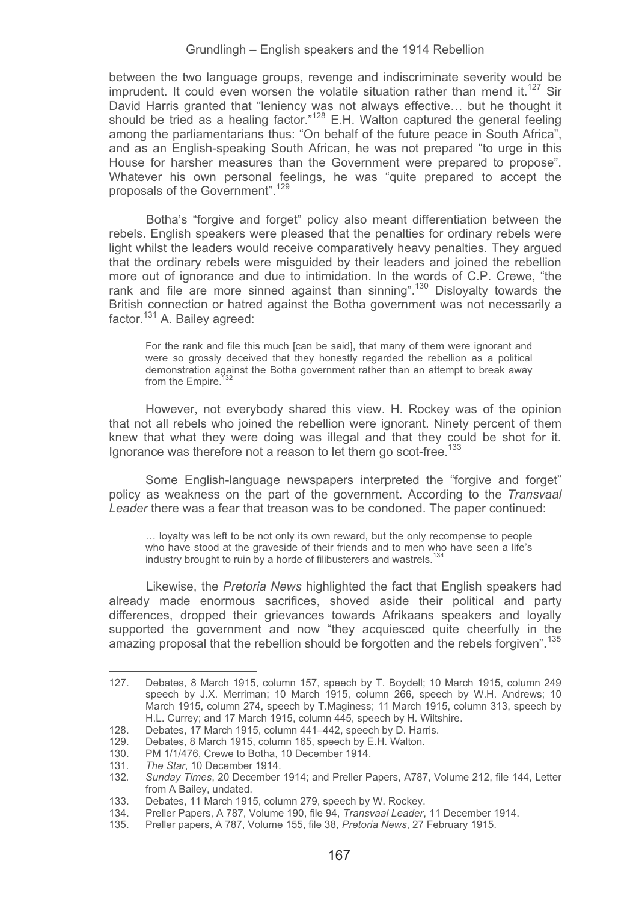between the two language groups, revenge and indiscriminate severity would be imprudent. It could even worsen the volatile situation rather than mend it.[127] Sir David Harris granted that "leniency was not always effective… but he thought it should be tried as a healing factor."[128] E.H. Walton captured the general feeling among the parliamentarians thus: "On behalf of the future peace in South Africa", and as an English-speaking South African, he was not prepared "to urge in this House for harsher measures than the Government were prepared to propose". Whatever his own personal feelings, he was "quite prepared to accept the proposals of the Government".[129]

Botha's "forgive and forget" policy also meant differentiation between the rebels. English speakers were pleased that the penalties for ordinary rebels were light whilst the leaders would receive comparatively heavy penalties. They argued that the ordinary rebels were misguided by their leaders and joined the rebellion more out of ignorance and due to intimidation. In the words of C.P. Crewe, "the rank and file are more sinned against than sinning".[130] Disloyalty towards the British connection or hatred against the Botha government was not necessarily a factor.[131] A. Bailey agreed:

> For the rank and file this much [can be said], that many of them were ignorant and were so grossly deceived that they honestly regarded the rebellion as a political demonstration against the Botha government rather than an attempt to break away from the Empire.[132]

However, not everybody shared this view. H. Rockey was of the opinion that not all rebels who joined the rebellion were ignorant. Ninety percent of them knew that what they were doing was illegal and that they could be shot for it. Ignorance was therefore not a reason to let them go scot-free.[133]

Some English-language newspapers interpreted the "forgive and forget" policy as weakness on the part of the government. According to the *Transvaal Leader* there was a fear that treason was to be condoned. The paper continued:

> … loyalty was left to be not only its own reward, but the only recompense to people who have stood at the graveside of their friends and to men who have seen a life's industry brought to ruin by a horde of filibusterers and wastrels.[134]

Likewise, the *Pretoria News* highlighted the fact that English speakers had already made enormous sacrifices, shoved aside their political and party differences, dropped their grievances towards Afrikaans speakers and loyally supported the government and now "they acquiesced quite cheerfully in the amazing proposal that the rebellion should be forgotten and the rebels forgiven".[135]

---

127. Debates, 8 March 1915, column 157, speech by T. Boydell; 10 March 1915, column 249 speech by J.X. Merriman; 10 March 1915, column 266, speech by W.H. Andrews; 10 March 1915, column 274, speech by T.Maginess; 11 March 1915, column 313, speech by H.L. Currey; and 17 March 1915, column 445, speech by H. Wiltshire.
128. Debates, 17 March 1915, column 441–442, speech by D. Harris.
129. Debates, 8 March 1915, column 165, speech by E.H. Walton.
130. PM 1/1/476, Crewe to Botha, 10 December 1914.
131. *The Star*, 10 December 1914.
132. *Sunday Times*, 20 December 1914; and Preller Papers, A787, Volume 212, file 144, Letter from A Bailey, undated.
133. Debates, 11 March 1915, column 279, speech by W. Rockey.
134. Preller Papers, A 787, Volume 190, file 94, *Transvaal Leader*, 11 December 1914.
135. Preller papers, A 787, Volume 155, file 38, *Pretoria News*, 27 February 1915.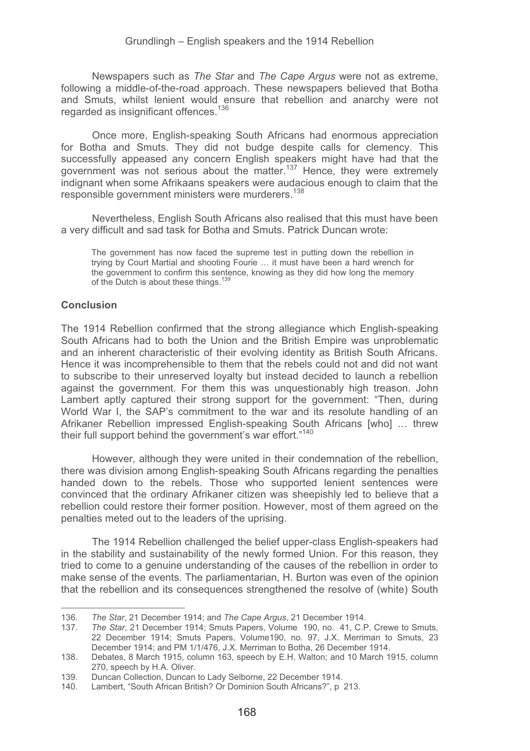Newspapers such as *The Star* and *The Cape Argus* were not as extreme, following a middle-of-the-road approach. These newspapers believed that Botha and Smuts, whilst lenient would ensure that rebellion and anarchy were not regarded as insignificant offences.[136]

Once more, English-speaking South Africans had enormous appreciation for Botha and Smuts. They did not budge despite calls for clemency. This successfully appeased any concern English speakers might have had that the government was not serious about the matter.[137] Hence, they were extremely indignant when some Afrikaans speakers were audacious enough to claim that the responsible government ministers were murderers.[138]

Nevertheless, English South Africans also realised that this must have been a very difficult and sad task for Botha and Smuts. Patrick Duncan wrote:

> The government has now faced the supreme test in putting down the rebellion in trying by Court Martial and shooting Fourie … it must have been a hard wrench for the government to confirm this sentence, knowing as they did how long the memory of the Dutch is about these things.[139]

## Conclusion

The 1914 Rebellion confirmed that the strong allegiance which English-speaking South Africans had to both the Union and the British Empire was unproblematic and an inherent characteristic of their evolving identity as British South Africans. Hence it was incomprehensible to them that the rebels could not and did not want to subscribe to their unreserved loyalty but instead decided to launch a rebellion against the government. For them this was unquestionably high treason. John Lambert aptly captured their strong support for the government: "Then, during World War I, the SAP's commitment to the war and its resolute handling of an Afrikaner Rebellion impressed English-speaking South Africans [who] … threw their full support behind the government's war effort."[140]

However, although they were united in their condemnation of the rebellion, there was division among English-speaking South Africans regarding the penalties handed down to the rebels. Those who supported lenient sentences were convinced that the ordinary Afrikaner citizen was sheepishly led to believe that a rebellion could restore their former position. However, most of them agreed on the penalties meted out to the leaders of the uprising.

The 1914 Rebellion challenged the belief upper-class English-speakers had in the stability and sustainability of the newly formed Union. For this reason, they tried to come to a genuine understanding of the causes of the rebellion in order to make sense of the events. The parliamentarian, H. Burton was even of the opinion that the rebellion and its consequences strengthened the resolve of (white) South

---

136. *The Star*, 21 December 1914; and *The Cape Argus*, 21 December 1914.
137. *The Star*, 21 December 1914; Smuts Papers, Volume 190, no. 41, C.P. Crewe to Smuts, 22 December 1914; Smuts Papers, Volume190, no. 97, J.X. Merriman to Smuts, 23 December 1914; and PM 1/1/476, J.X. Merriman to Botha, 26 December 1914.
138. Debates, 8 March 1915, column 163, speech by E.H. Walton; and 10 March 1915, column 270, speech by H.A. Oliver.
139. Duncan Collection, Duncan to Lady Selborne, 22 December 1914.
140. Lambert, "South African British? Or Dominion South Africans?", p 213.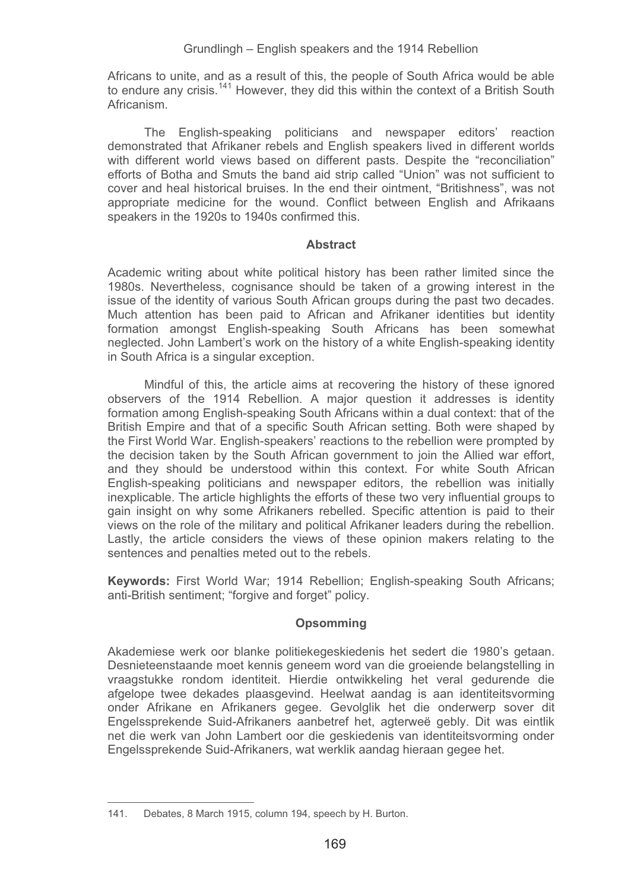Africans to unite, and as a result of this, the people of South Africa would be able to endure any crisis.[141] However, they did this within the context of a British South Africanism.

The English-speaking politicians and newspaper editors' reaction demonstrated that Afrikaner rebels and English speakers lived in different worlds with different world views based on different pasts. Despite the "reconciliation" efforts of Botha and Smuts the band aid strip called "Union" was not sufficient to cover and heal historical bruises. In the end their ointment, "Britishness", was not appropriate medicine for the wound. Conflict between English and Afrikaans speakers in the 1920s to 1940s confirmed this.

## Abstract

Academic writing about white political history has been rather limited since the 1980s. Nevertheless, cognisance should be taken of a growing interest in the issue of the identity of various South African groups during the past two decades. Much attention has been paid to African and Afrikaner identities but identity formation amongst English-speaking South Africans has been somewhat neglected. John Lambert's work on the history of a white English-speaking identity in South Africa is a singular exception.

Mindful of this, the article aims at recovering the history of these ignored observers of the 1914 Rebellion. A major question it addresses is identity formation among English-speaking South Africans within a dual context: that of the British Empire and that of a specific South African setting. Both were shaped by the First World War. English-speakers' reactions to the rebellion were prompted by the decision taken by the South African government to join the Allied war effort, and they should be understood within this context. For white South African English-speaking politicians and newspaper editors, the rebellion was initially inexplicable. The article highlights the efforts of these two very influential groups to gain insight on why some Afrikaners rebelled. Specific attention is paid to their views on the role of the military and political Afrikaner leaders during the rebellion. Lastly, the article considers the views of these opinion makers relating to the sentences and penalties meted out to the rebels.

**Keywords:** First World War; 1914 Rebellion; English-speaking South Africans; anti-British sentiment; "forgive and forget" policy.

## Opsomming

Akademiese werk oor blanke politiekegeskiedenis het sedert die 1980's getaan. Desnieteenstaande moet kennis geneem word van die groeiende belangstelling in vraagstukke rondom identiteit. Hierdie ontwikkeling het veral gedurende die afgelope twee dekades plaasgevind. Heelwat aandag is aan identiteitsvorming onder Afrikane en Afrikaners gegee. Gevolglik het die onderwerp sover dit Engelssprekende Suid-Afrikaners aanbetref het, agterweë gebly. Dit was eintlik net die werk van John Lambert oor die geskiedenis van identiteitsvorming onder Engelssprekende Suid-Afrikaners, wat werklik aandag hieraan gegee het.

---

141. Debates, 8 March 1915, column 194, speech by H. Burton.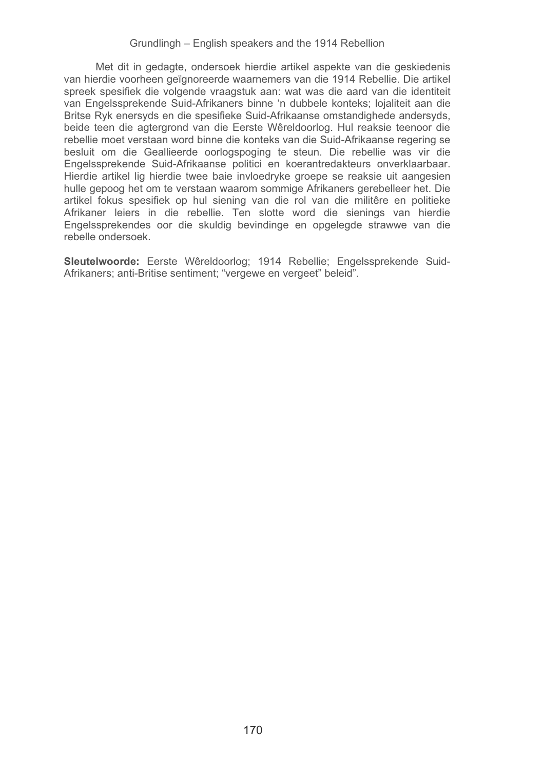Met dit in gedagte, ondersoek hierdie artikel aspekte van die geskiedenis van hierdie voorheen geïgnoreerde waarnemers van die 1914 Rebellie. Die artikel spreek spesifiek die volgende vraagstuk aan: wat was die aard van die identiteit van Engelssprekende Suid-Afrikaners binne 'n dubbele konteks; lojaliteit aan die Britse Ryk enersyds en die spesifieke Suid-Afrikaanse omstandighede andersyds, beide teen die agtergrond van die Eerste Wêreldoorlog. Hul reaksie teenoor die rebellie moet verstaan word binne die konteks van die Suid-Afrikaanse regering se besluit om die Geallieerde oorlogspoging te steun. Die rebellie was vir die Engelssprekende Suid-Afrikaanse politici en koerantredakteurs onverklaarbaar. Hierdie artikel lig hierdie twee baie invloedryke groepe se reaksie uit aangesien hulle gepoog het om te verstaan waarom sommige Afrikaners gerebelleer het. Die artikel fokus spesifiek op hul siening van die rol van die militêre en politieke Afrikaner leiers in die rebellie. Ten slotte word die sienings van hierdie Engelssprekendes oor die skuldig bevindinge en opgelegde strawwe van die rebelle ondersoek.

**Sleutelwoorde:** Eerste Wêreldoorlog; 1914 Rebellie; Engelssprekende Suid-Afrikaners; anti-Britise sentiment; "vergewe en vergeet" beleid".